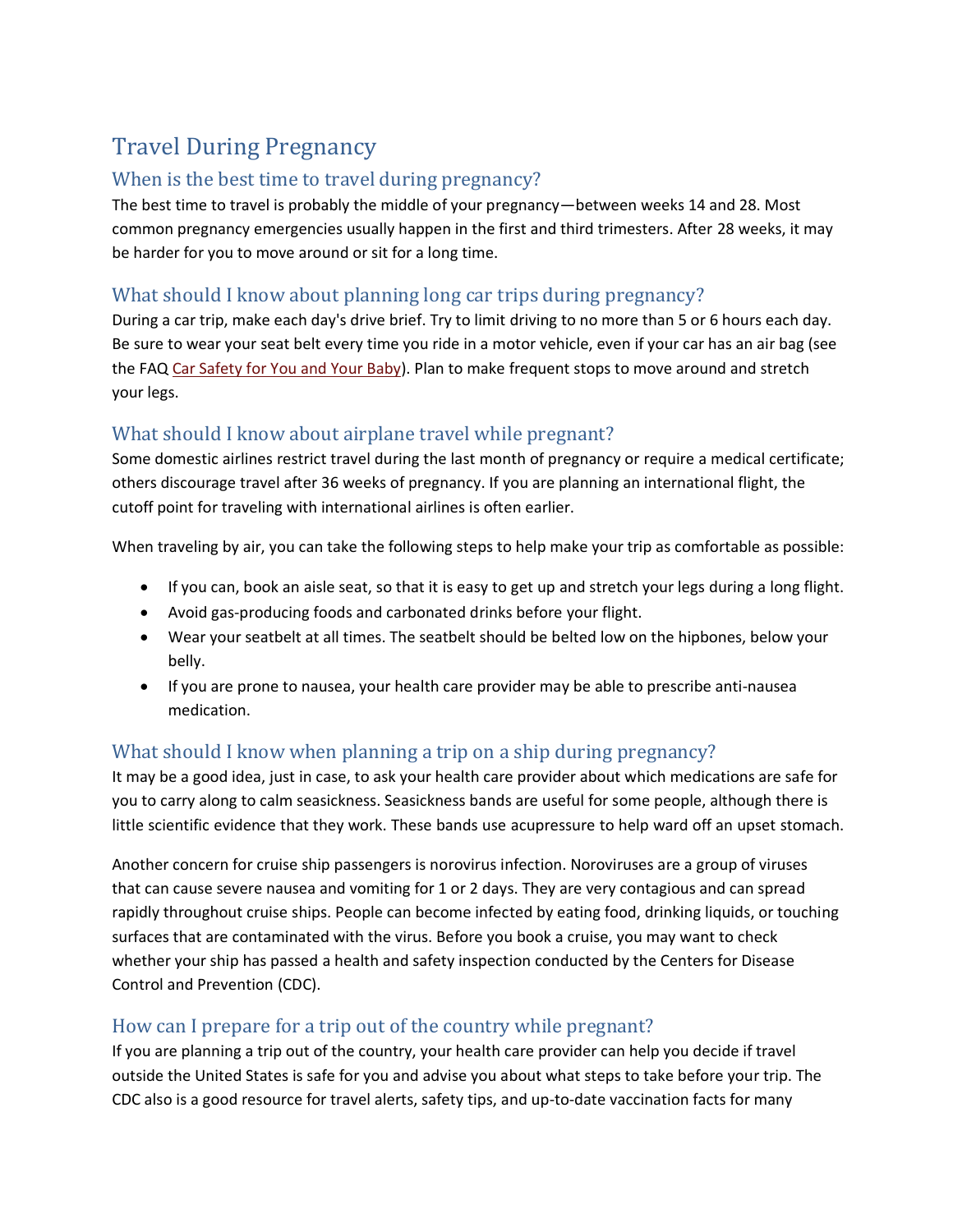# Travel During Pregnancy

## When is the best time to travel during pregnancy?

The best time to travel is probably the middle of your pregnancy—between weeks 14 and 28. Most common pregnancy emergencies usually happen in the first and third trimesters. After 28 weeks, it may be harder for you to move around or sit for a long time.

## What should I know about planning long car trips during pregnancy?

During a car trip, make each day's drive brief. Try to limit driving to no more than 5 or 6 hours each day. Be sure to wear your seat belt every time you ride in a motor vehicle, even if your car has an air bag (see the FAQ Car Safety for You and Your Baby). Plan to make frequent stops to move around and stretch your legs.

## What should I know about airplane travel while pregnant?

Some domestic airlines restrict travel during the last month of pregnancy or require a medical certificate; others discourage travel after 36 weeks of pregnancy. If you are planning an international flight, the cutoff point for traveling with international airlines is often earlier.

When traveling by air, you can take the following steps to help make your trip as comfortable as possible:

- If you can, book an aisle seat, so that it is easy to get up and stretch your legs during a long flight.
- Avoid gas-producing foods and carbonated drinks before your flight.
- Wear your seatbelt at all times. The seatbelt should be belted low on the hipbones, below your belly.
- If you are prone to nausea, your health care provider may be able to prescribe anti-nausea medication.

## What should I know when planning a trip on a ship during pregnancy?

It may be a good idea, just in case, to ask your health care provider about which medications are safe for you to carry along to calm seasickness. Seasickness bands are useful for some people, although there is little scientific evidence that they work. These bands use acupressure to help ward off an upset stomach.

Another concern for cruise ship passengers is norovirus infection. Noroviruses are a group of viruses that can cause severe nausea and vomiting for 1 or 2 days. They are very contagious and can spread rapidly throughout cruise ships. People can become infected by eating food, drinking liquids, or touching surfaces that are contaminated with the virus. Before you book a cruise, you may want to check whether your ship has passed a health and safety inspection conducted by the Centers for Disease Control and Prevention (CDC).

## How can I prepare for a trip out of the country while pregnant?

If you are planning a trip out of the country, your health care provider can help you decide if travel outside the United States is safe for you and advise you about what steps to take before your trip. The CDC also is a good resource for travel alerts, safety tips, and up-to-date vaccination facts for many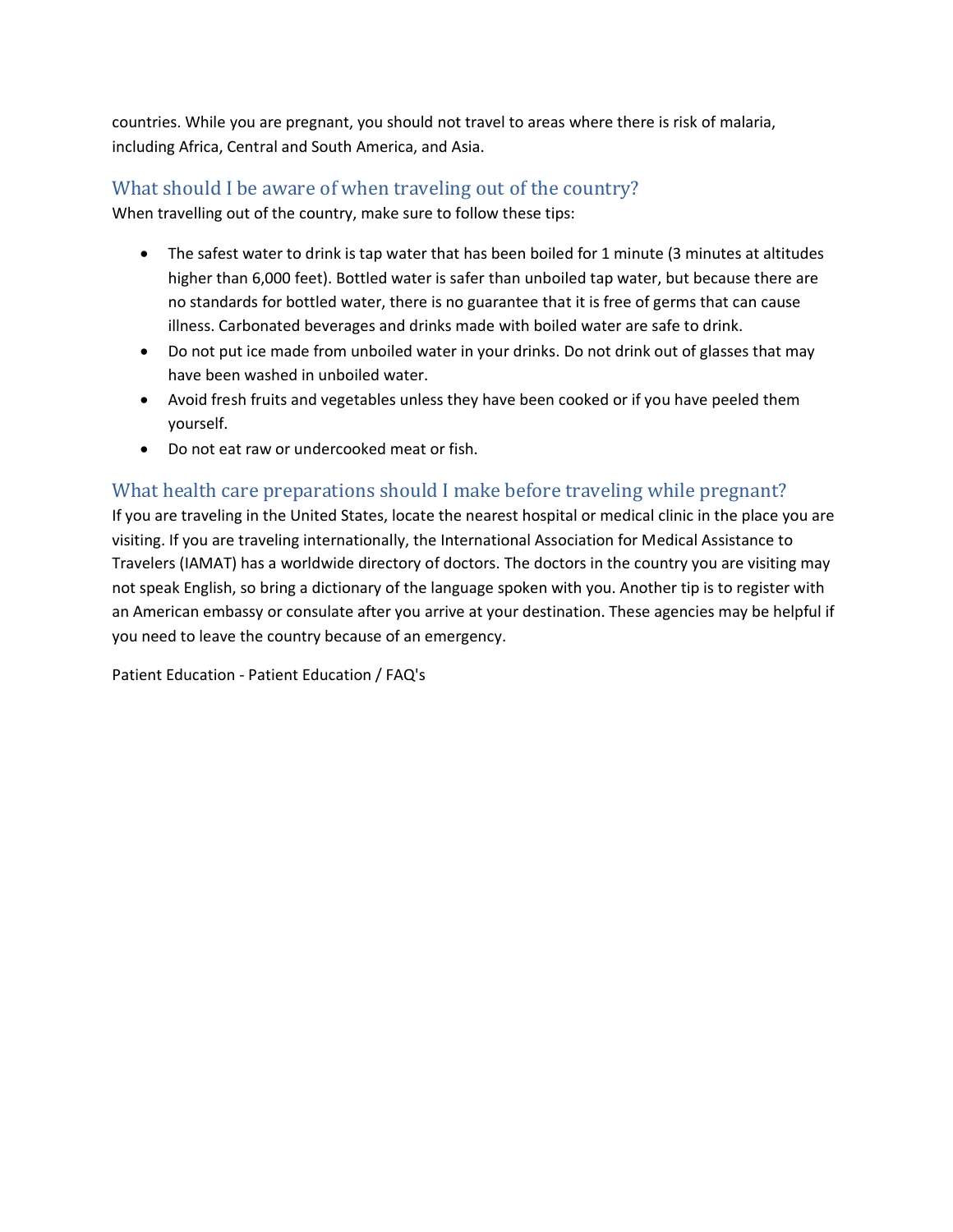countries. While you are pregnant, you should not travel to areas where there is risk of malaria, including Africa, Central and South America, and Asia.

## What should I be aware of when traveling out of the country?

When travelling out of the country, make sure to follow these tips:

- The safest water to drink is tap water that has been boiled for 1 minute (3 minutes at altitudes higher than 6,000 feet). Bottled water is safer than unboiled tap water, but because there are no standards for bottled water, there is no guarantee that it is free of germs that can cause illness. Carbonated beverages and drinks made with boiled water are safe to drink.
- Do not put ice made from unboiled water in your drinks. Do not drink out of glasses that may have been washed in unboiled water.
- Avoid fresh fruits and vegetables unless they have been cooked or if you have peeled them yourself.
- Do not eat raw or undercooked meat or fish.

## What health care preparations should I make before traveling while pregnant?

If you are traveling in the United States, locate the nearest hospital or medical clinic in the place you are visiting. If you are traveling internationally, the International Association for Medical Assistance to Travelers (IAMAT) has a worldwide directory of doctors. The doctors in the country you are visiting may not speak English, so bring a dictionary of the language spoken with you. Another tip is to register with an American embassy or consulate after you arrive at your destination. These agencies may be helpful if you need to leave the country because of an emergency.

Patient Education - Patient Education / FAQ's